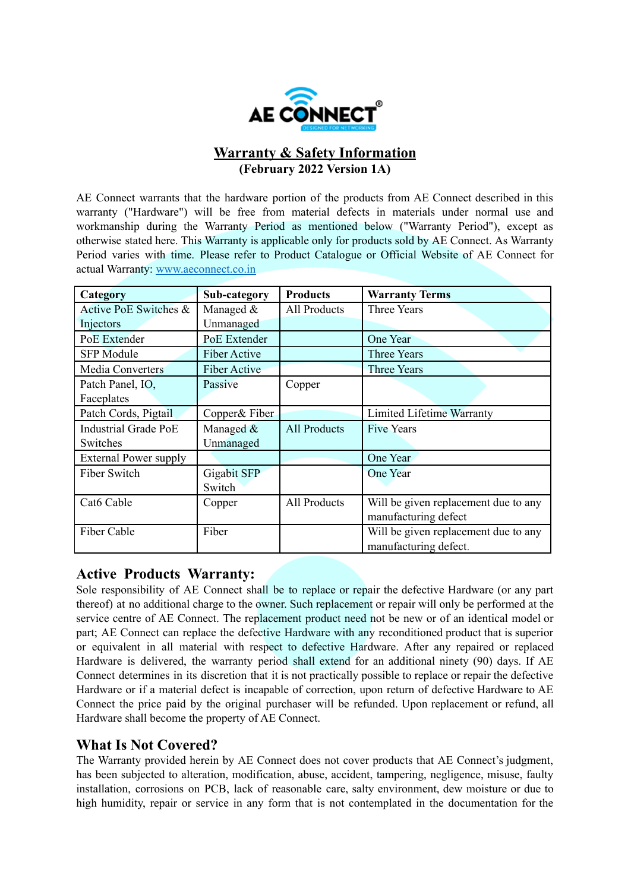# Warranty & Safety Information

**(February 2022 Version 1A)**

AE Connect warrants that the hardware portion of the products from AE Connect described in this warranty ("Hardware") will be free from material defects in materials under normal use and workmanship during the Warranty Period as mentioned below ("Warranty Period"), except as otherwise stated here. This Warranty is applicable only for products sold by AE Connect. As Warranty Period varies with time. Please refer to Product Catalogue or Official Website of AE Connect for actual Warranty: [www.aeconnect.co.in](www.aeconnect.co.in)

| Category | Sub-category | Products | Warranty Terms |
|---|---|---|---|
| Active PoE Switches & Injectors | Managed & Unmanaged | All Products | Three Years |
| PoE Extender | PoE Extender | | One Year |
| SFP Module | Fiber Active | | Three Years |
| Media Converters | Fiber Active | | Three Years |
| Patch Panel, IO, Faceplates | Passive | Copper | |
| Patch Cords, Pigtail | Copper& Fiber | | Limited Lifetime Warranty |
| Industrial Grade PoE Switches | Managed & Unmanaged | All Products | Five Years |
| External Power supply | | | One Year |
| Fiber Switch | Gigabit SFP Switch | | One Year |
| Cat6 Cable | Copper | All Products | Will be given replacement due to any manufacturing defect |
| Fiber Cable | Fiber | | Will be given replacement due to any manufacturing defect. |

## Active Products Warranty:

Sole responsibility of AE Connect shall be to replace or repair the defective Hardware (or any part thereof) at no additional charge to the owner. Such replacement or repair will only be performed at the service centre of AE Connect. The replacement product need not be new or of an identical model or part; AE Connect can replace the defective Hardware with any reconditioned product that is superior or equivalent in all material with respect to defective Hardware. After any repaired or replaced Hardware is delivered, the warranty period shall extend for an additional ninety (90) days. If AE Connect determines in its discretion that it is not practically possible to replace or repair the defective Hardware or if a material defect is incapable of correction, upon return of defective Hardware to AE Connect the price paid by the original purchaser will be refunded. Upon replacement or refund, all Hardware shall become the property of AE Connect.

## What Is Not Covered?

The Warranty provided herein by AE Connect does not cover products that AE Connect's judgment, has been subjected to alteration, modification, abuse, accident, tampering, negligence, misuse, faulty installation, corrosions on PCB, lack of reasonable care, salty environment, dew moisture or due to high humidity, repair or service in any form that is not contemplated in the documentation for the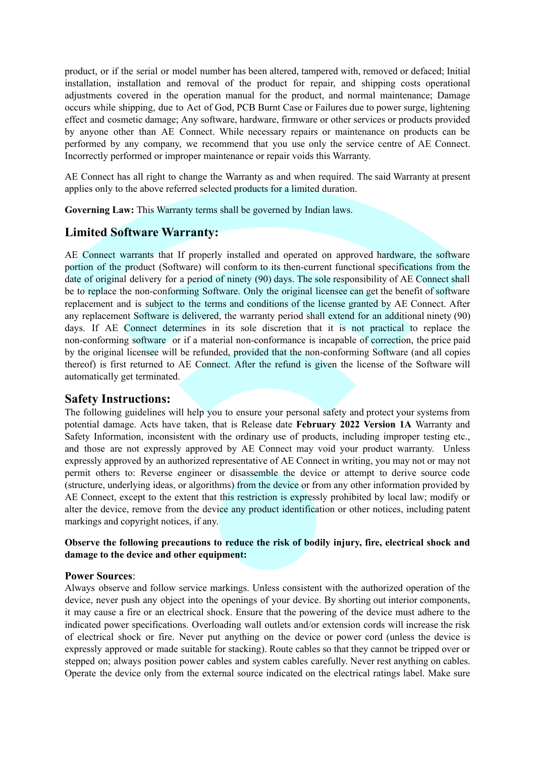product, or if the serial or model number has been altered, tampered with, removed or defaced; Initial installation, installation and removal of the product for repair, and shipping costs operational adjustments covered in the operation manual for the product, and normal maintenance; Damage occurs while shipping, due to Act of God, PCB Burnt Case or Failures due to power surge, lightening effect and cosmetic damage; Any software, hardware, firmware or other services or products provided by anyone other than AE Connect. While necessary repairs or maintenance on products can be performed by any company, we recommend that you use only the service centre of AE Connect. Incorrectly performed or improper maintenance or repair voids this Warranty.

AE Connect has all right to change the Warranty as and when required. The said Warranty at present applies only to the above referred selected products for a limited duration.

**Governing Law:** This Warranty terms shall be governed by Indian laws.

## Limited Software Warranty:

AE Connect warrants that If properly installed and operated on approved hardware, the software portion of the product (Software) will conform to its then-current functional specifications from the date of original delivery for a period of ninety (90) days. The sole responsibility of AE Connect shall be to replace the non-conforming Software. Only the original licensee can get the benefit of software replacement and is subject to the terms and conditions of the license granted by AE Connect. After any replacement Software is delivered, the warranty period shall extend for an additional ninety (90) days. If AE Connect determines in its sole discretion that it is not practical to replace the non-conforming software or if a material non-conformance is incapable of correction, the price paid by the original licensee will be refunded, provided that the non-conforming Software (and all copies thereof) is first returned to AE Connect. After the refund is given the license of the Software will automatically get terminated.

## Safety Instructions:

The following guidelines will help you to ensure your personal safety and protect your systems from potential damage. Acts have taken, that is Release date **February 2022 Version 1A** Warranty and Safety Information, inconsistent with the ordinary use of products, including improper testing etc., and those are not expressly approved by AE Connect may void your product warranty. Unless expressly approved by an authorized representative of AE Connect in writing, you may not or may not permit others to: Reverse engineer or disassemble the device or attempt to derive source code (structure, underlying ideas, or algorithms) from the device or from any other information provided by AE Connect, except to the extent that this restriction is expressly prohibited by local law; modify or alter the device, remove from the device any product identification or other notices, including patent markings and copyright notices, if any.

**Observe the following precautions to reduce the risk of bodily injury, fire, electrical shock and damage to the device and other equipment:**

**Power Sources**:
Always observe and follow service markings. Unless consistent with the authorized operation of the device, never push any object into the openings of your device. By shorting out interior components, it may cause a fire or an electrical shock. Ensure that the powering of the device must adhere to the indicated power specifications. Overloading wall outlets and/or extension cords will increase the risk of electrical shock or fire. Never put anything on the device or power cord (unless the device is expressly approved or made suitable for stacking). Route cables so that they cannot be tripped over or stepped on; always position power cables and system cables carefully. Never rest anything on cables. Operate the device only from the external source indicated on the electrical ratings label. Make sure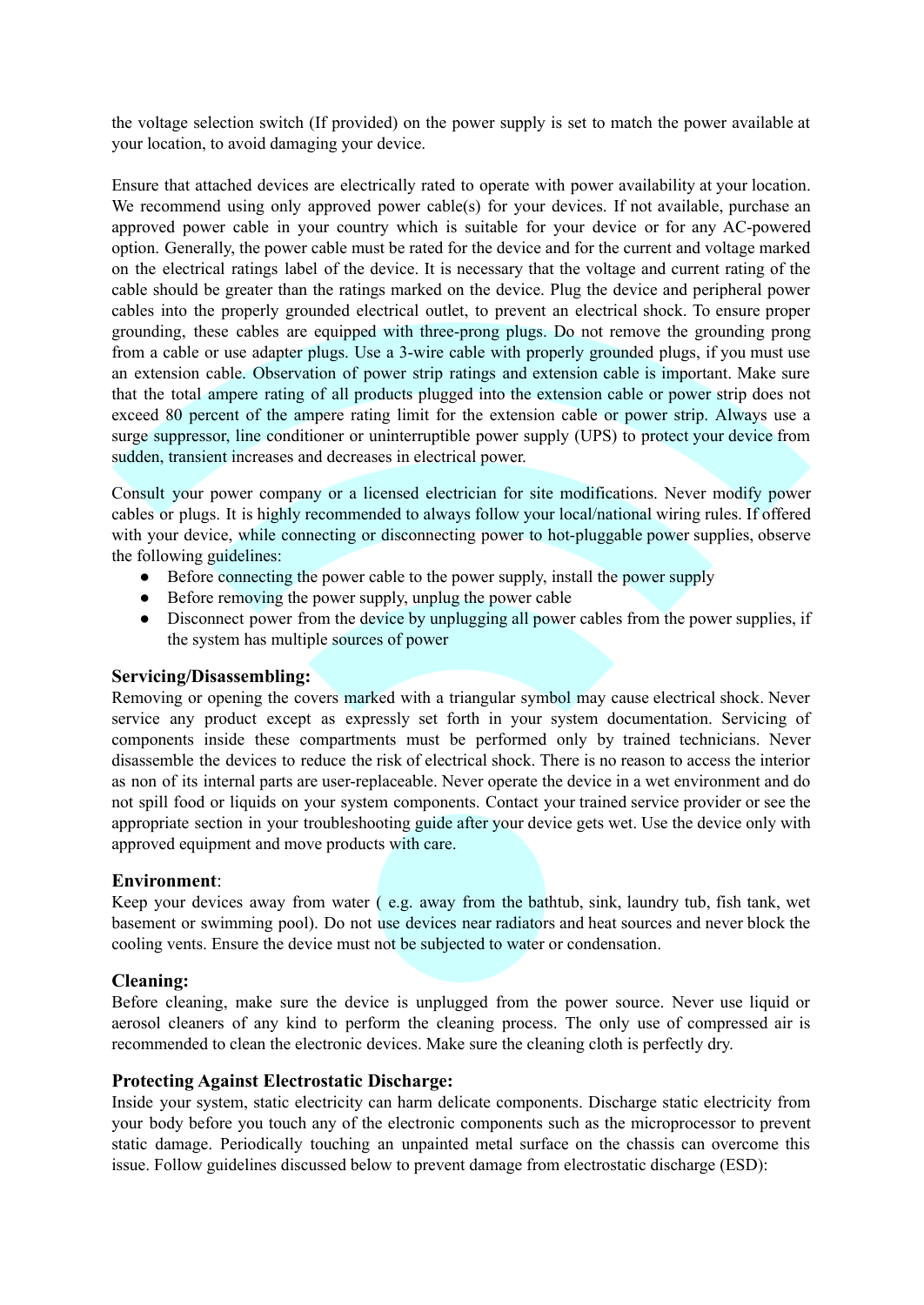the voltage selection switch (If provided) on the power supply is set to match the power available at your location, to avoid damaging your device.

Ensure that attached devices are electrically rated to operate with power availability at your location. We recommend using only approved power cable(s) for your devices. If not available, purchase an approved power cable in your country which is suitable for your device or for any AC-powered option. Generally, the power cable must be rated for the device and for the current and voltage marked on the electrical ratings label of the device. It is necessary that the voltage and current rating of the cable should be greater than the ratings marked on the device. Plug the device and peripheral power cables into the properly grounded electrical outlet, to prevent an electrical shock. To ensure proper grounding, these cables are equipped with three-prong plugs. Do not remove the grounding prong from a cable or use adapter plugs. Use a 3-wire cable with properly grounded plugs, if you must use an extension cable. Observation of power strip ratings and extension cable is important. Make sure that the total ampere rating of all products plugged into the extension cable or power strip does not exceed 80 percent of the ampere rating limit for the extension cable or power strip. Always use a surge suppressor, line conditioner or uninterruptible power supply (UPS) to protect your device from sudden, transient increases and decreases in electrical power.

Consult your power company or a licensed electrician for site modifications. Never modify power cables or plugs. It is highly recommended to always follow your local/national wiring rules. If offered with your device, while connecting or disconnecting power to hot-pluggable power supplies, observe the following guidelines:

- Before connecting the power cable to the power supply, install the power supply
- Before removing the power supply, unplug the power cable
- Disconnect power from the device by unplugging all power cables from the power supplies, if the system has multiple sources of power

### Servicing/Disassembling:

Removing or opening the covers marked with a triangular symbol may cause electrical shock. Never service any product except as expressly set forth in your system documentation. Servicing of components inside these compartments must be performed only by trained technicians. Never disassemble the devices to reduce the risk of electrical shock. There is no reason to access the interior as non of its internal parts are user-replaceable. Never operate the device in a wet environment and do not spill food or liquids on your system components. Contact your trained service provider or see the appropriate section in your troubleshooting guide after your device gets wet. Use the device only with approved equipment and move products with care.

### Environment:

Keep your devices away from water ( e.g. away from the bathtub, sink, laundry tub, fish tank, wet basement or swimming pool). Do not use devices near radiators and heat sources and never block the cooling vents. Ensure the device must not be subjected to water or condensation.

### Cleaning:

Before cleaning, make sure the device is unplugged from the power source. Never use liquid or aerosol cleaners of any kind to perform the cleaning process. The only use of compressed air is recommended to clean the electronic devices. Make sure the cleaning cloth is perfectly dry.

### Protecting Against Electrostatic Discharge:

Inside your system, static electricity can harm delicate components. Discharge static electricity from your body before you touch any of the electronic components such as the microprocessor to prevent static damage. Periodically touching an unpainted metal surface on the chassis can overcome this issue. Follow guidelines discussed below to prevent damage from electrostatic discharge (ESD):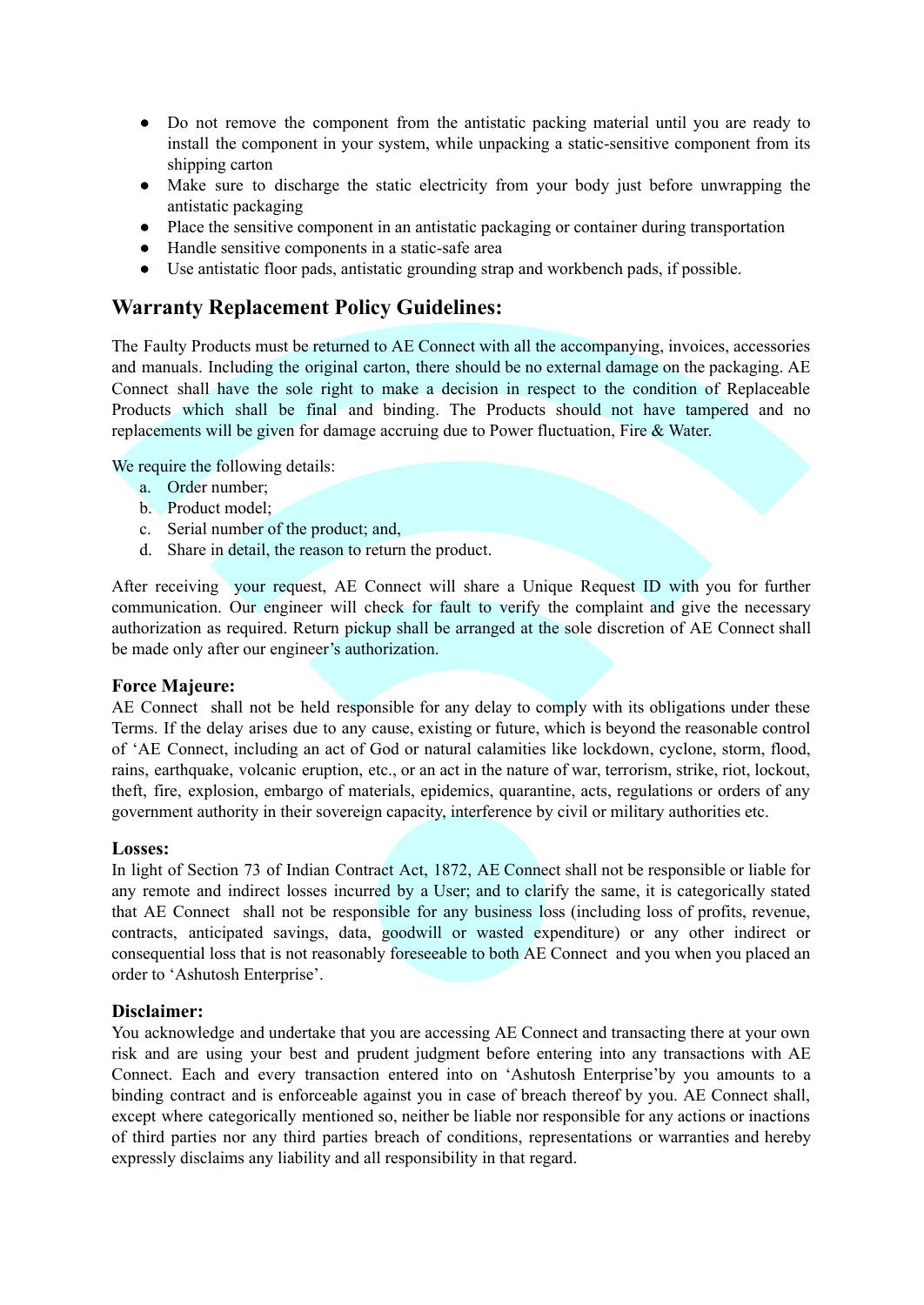- Do not remove the component from the antistatic packing material until you are ready to install the component in your system, while unpacking a static-sensitive component from its shipping carton
- Make sure to discharge the static electricity from your body just before unwrapping the antistatic packaging
- Place the sensitive component in an antistatic packaging or container during transportation
- Handle sensitive components in a static-safe area
- Use antistatic floor pads, antistatic grounding strap and workbench pads, if possible.

## Warranty Replacement Policy Guidelines:

The Faulty Products must be returned to AE Connect with all the accompanying, invoices, accessories and manuals. Including the original carton, there should be no external damage on the packaging. AE Connect shall have the sole right to make a decision in respect to the condition of Replaceable Products which shall be final and binding. The Products should not have tampered and no replacements will be given for damage accruing due to Power fluctuation, Fire & Water.

We require the following details:

a. Order number;
b. Product model;
c. Serial number of the product; and,
d. Share in detail, the reason to return the product.

After receiving your request, AE Connect will share a Unique Request ID with you for further communication. Our engineer will check for fault to verify the complaint and give the necessary authorization as required. Return pickup shall be arranged at the sole discretion of AE Connect shall be made only after our engineer's authorization.

### Force Majeure:

AE Connect shall not be held responsible for any delay to comply with its obligations under these Terms. If the delay arises due to any cause, existing or future, which is beyond the reasonable control of 'AE Connect, including an act of God or natural calamities like lockdown, cyclone, storm, flood, rains, earthquake, volcanic eruption, etc., or an act in the nature of war, terrorism, strike, riot, lockout, theft, fire, explosion, embargo of materials, epidemics, quarantine, acts, regulations or orders of any government authority in their sovereign capacity, interference by civil or military authorities etc.

### Losses:

In light of Section 73 of Indian Contract Act, 1872, AE Connect shall not be responsible or liable for any remote and indirect losses incurred by a User; and to clarify the same, it is categorically stated that AE Connect shall not be responsible for any business loss (including loss of profits, revenue, contracts, anticipated savings, data, goodwill or wasted expenditure) or any other indirect or consequential loss that is not reasonably foreseeable to both AE Connect and you when you placed an order to 'Ashutosh Enterprise'.

### Disclaimer:

You acknowledge and undertake that you are accessing AE Connect and transacting there at your own risk and are using your best and prudent judgment before entering into any transactions with AE Connect. Each and every transaction entered into on 'Ashutosh Enterprise'by you amounts to a binding contract and is enforceable against you in case of breach thereof by you. AE Connect shall, except where categorically mentioned so, neither be liable nor responsible for any actions or inactions of third parties nor any third parties breach of conditions, representations or warranties and hereby expressly disclaims any liability and all responsibility in that regard.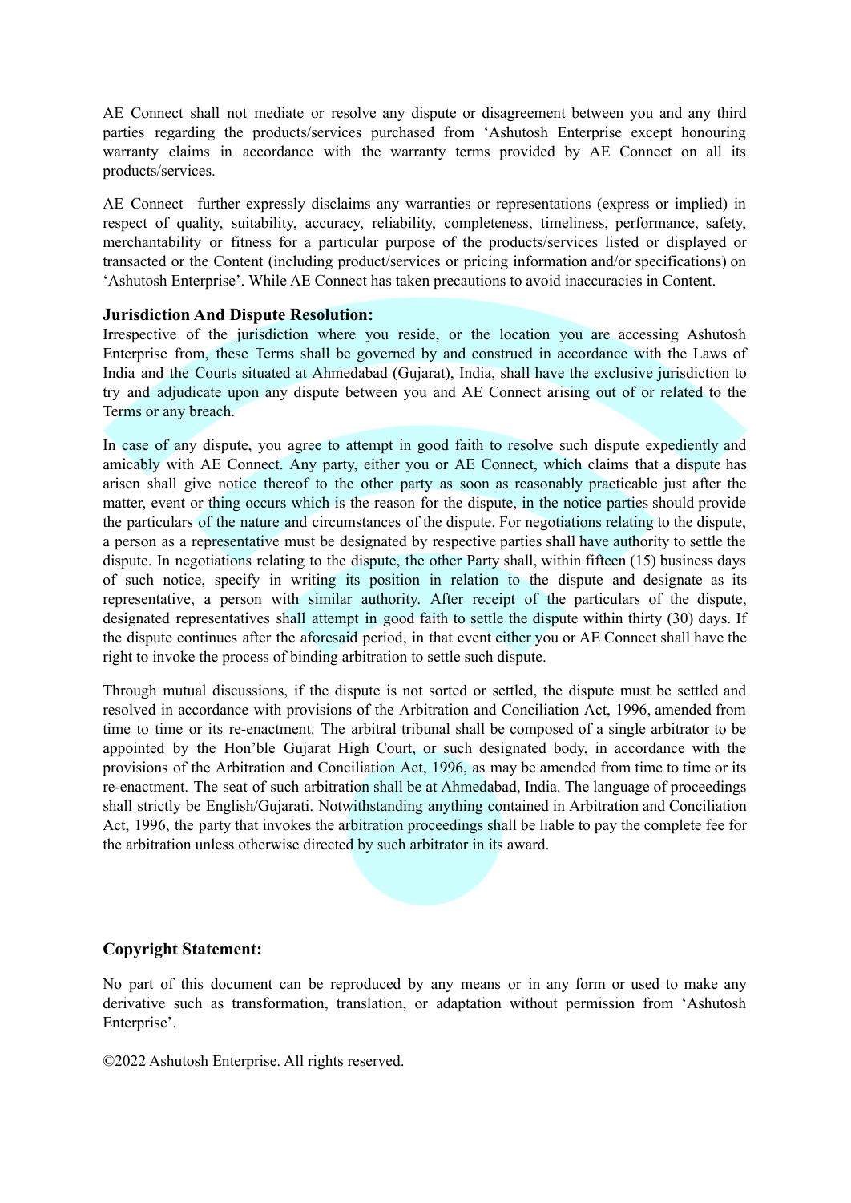AE Connect shall not mediate or resolve any dispute or disagreement between you and any third parties regarding the products/services purchased from 'Ashutosh Enterprise except honouring warranty claims in accordance with the warranty terms provided by AE Connect on all its products/services.

AE Connect further expressly disclaims any warranties or representations (express or implied) in respect of quality, suitability, accuracy, reliability, completeness, timeliness, performance, safety, merchantability or fitness for a particular purpose of the products/services listed or displayed or transacted or the Content (including product/services or pricing information and/or specifications) on 'Ashutosh Enterprise'. While AE Connect has taken precautions to avoid inaccuracies in Content.

**Jurisdiction And Dispute Resolution:**

Irrespective of the jurisdiction where you reside, or the location you are accessing Ashutosh Enterprise from, these Terms shall be governed by and construed in accordance with the Laws of India and the Courts situated at Ahmedabad (Gujarat), India, shall have the exclusive jurisdiction to try and adjudicate upon any dispute between you and AE Connect arising out of or related to the Terms or any breach.

In case of any dispute, you agree to attempt in good faith to resolve such dispute expediently and amicably with AE Connect. Any party, either you or AE Connect, which claims that a dispute has arisen shall give notice thereof to the other party as soon as reasonably practicable just after the matter, event or thing occurs which is the reason for the dispute, in the notice parties should provide the particulars of the nature and circumstances of the dispute. For negotiations relating to the dispute, a person as a representative must be designated by respective parties shall have authority to settle the dispute. In negotiations relating to the dispute, the other Party shall, within fifteen (15) business days of such notice, specify in writing its position in relation to the dispute and designate as its representative, a person with similar authority. After receipt of the particulars of the dispute, designated representatives shall attempt in good faith to settle the dispute within thirty (30) days. If the dispute continues after the aforesaid period, in that event either you or AE Connect shall have the right to invoke the process of binding arbitration to settle such dispute.

Through mutual discussions, if the dispute is not sorted or settled, the dispute must be settled and resolved in accordance with provisions of the Arbitration and Conciliation Act, 1996, amended from time to time or its re-enactment. The arbitral tribunal shall be composed of a single arbitrator to be appointed by the Hon'ble Gujarat High Court, or such designated body, in accordance with the provisions of the Arbitration and Conciliation Act, 1996, as may be amended from time to time or its re-enactment. The seat of such arbitration shall be at Ahmedabad, India. The language of proceedings shall strictly be English/Gujarati. Notwithstanding anything contained in Arbitration and Conciliation Act, 1996, the party that invokes the arbitration proceedings shall be liable to pay the complete fee for the arbitration unless otherwise directed by such arbitrator in its award.

**Copyright Statement:**

No part of this document can be reproduced by any means or in any form or used to make any derivative such as transformation, translation, or adaptation without permission from 'Ashutosh Enterprise'.

©2022 Ashutosh Enterprise. All rights reserved.